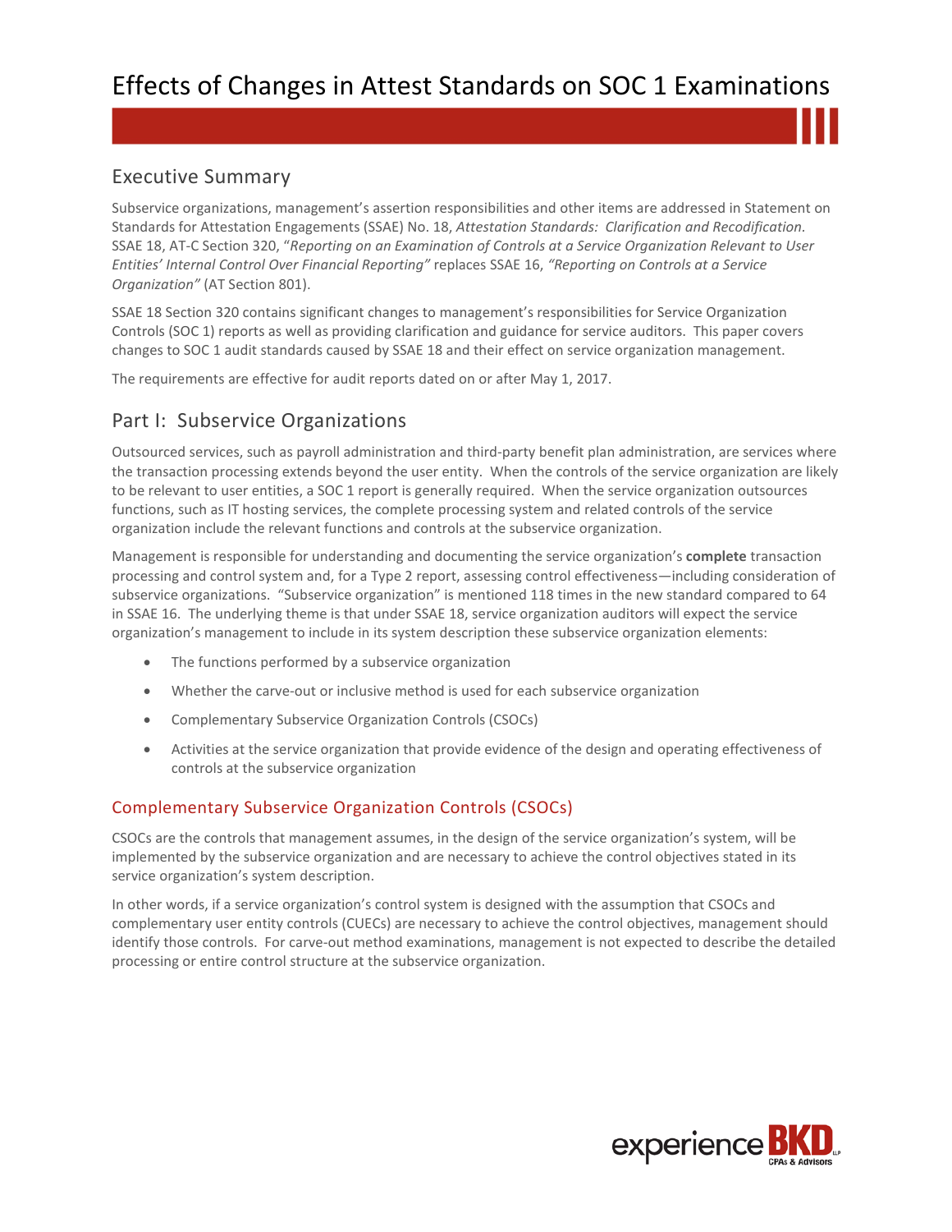# Effects of Changes in Attest Standards on SOC 1 Examinations

## Executive Summary

Subservice organizations, management's assertion responsibilities and other items are addressed in Statement on Standards for Attestation Engagements (SSAE) No. 18, *Attestation Standards: Clarification and Recodification*. SSAE 18, AT-C Section 320, *"Reporting on an Examination of Controls at a Service Organization Relevant to User Entities' Internal Control Over Financial Reporting"* replaces SSAE 16, *"Reporting on Controls at a Service Organization"* (AT Section 801).

SSAE 18 Section 320 contains significant changes to management's responsibilities for Service Organization Controls (SOC 1) reports as well as providing clarification and guidance for service auditors. This paper covers changes to SOC 1 audit standards caused by SSAE 18 and their effect on service organization management.

The requirements are effective for audit reports dated on or after May 1, 2017.

## Part I: Subservice Organizations

Outsourced services, such as payroll administration and third-party benefit plan administration, are services where the transaction processing extends beyond the user entity. When the controls of the service organization are likely to be relevant to user entities, a SOC 1 report is generally required. When the service organization outsources functions, such as IT hosting services, the complete processing system and related controls of the service organization include the relevant functions and controls at the subservice organization.

Management is responsible for understanding and documenting the service organization's **complete** transaction processing and control system and, for a Type 2 report, assessing control effectiveness—including consideration of subservice organizations. "Subservice organization" is mentioned 118 times in the new standard compared to 64 in SSAE 16. The underlying theme is that under SSAE 18, service organization auditors will expect the service organization's management to include in its system description these subservice organization elements:

- The functions performed by a subservice organization
- Whether the carve-out or inclusive method is used for each subservice organization
- Complementary Subservice Organization Controls (CSOCs)
- Activities at the service organization that provide evidence of the design and operating effectiveness of controls at the subservice organization

### Complementary Subservice Organization Controls (CSOCs)

CSOCs are the controls that management assumes, in the design of the service organization's system, will be implemented by the subservice organization and are necessary to achieve the control objectives stated in its service organization's system description.

In other words, if a service organization's control system is designed with the assumption that CSOCs and complementary user entity controls (CUECs) are necessary to achieve the control objectives, management should identify those controls. For carve-out method examinations, management is not expected to describe the detailed processing or entire control structure at the subservice organization.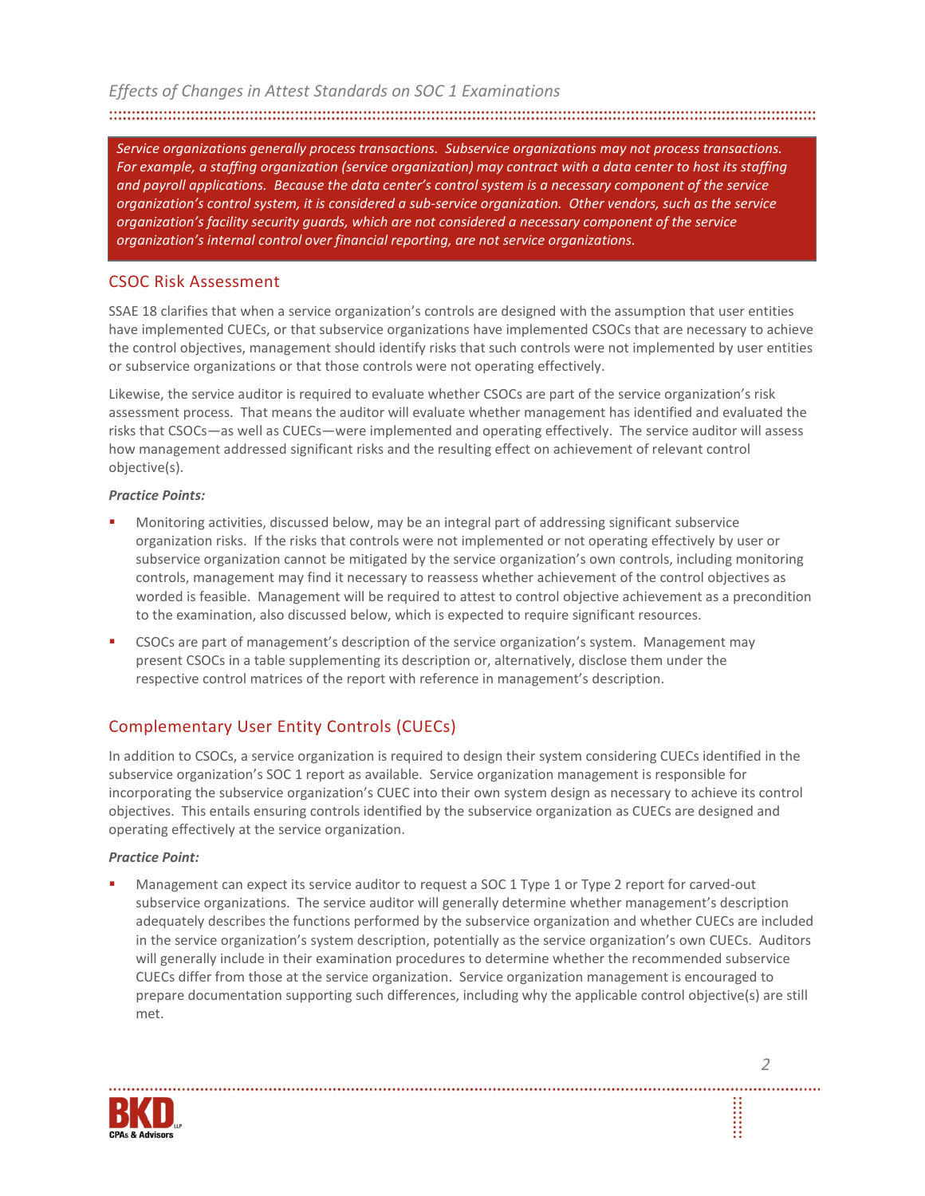*Service organizations generally process transactions. Subservice organizations may not process transactions. For example, a staffing organization (service organization) may contract with a data center to host its staffing and payroll applications. Because the data center's control system is a necessary component of the service organization's control system, it is considered a sub-service organization. Other vendors, such as the service organization's facility security guards, which are not considered a necessary component of the service organization's internal control over financial reporting, are not service organizations.*

## CSOC Risk Assessment

SSAE 18 clarifies that when a service organization's controls are designed with the assumption that user entities have implemented CUECs, or that subservice organizations have implemented CSOCs that are necessary to achieve the control objectives, management should identify risks that such controls were not implemented by user entities or subservice organizations or that those controls were not operating effectively.

Likewise, the service auditor is required to evaluate whether CSOCs are part of the service organization's risk assessment process. That means the auditor will evaluate whether management has identified and evaluated the risks that CSOCs—as well as CUECs—were implemented and operating effectively. The service auditor will assess how management addressed significant risks and the resulting effect on achievement of relevant control objective(s).

***Practice Points:***

- Monitoring activities, discussed below, may be an integral part of addressing significant subservice organization risks. If the risks that controls were not implemented or not operating effectively by user or subservice organization cannot be mitigated by the service organization's own controls, including monitoring controls, management may find it necessary to reassess whether achievement of the control objectives as worded is feasible. Management will be required to attest to control objective achievement as a precondition to the examination, also discussed below, which is expected to require significant resources.
- CSOCs are part of management's description of the service organization's system. Management may present CSOCs in a table supplementing its description or, alternatively, disclose them under the respective control matrices of the report with reference in management's description.

## Complementary User Entity Controls (CUECs)

In addition to CSOCs, a service organization is required to design their system considering CUECs identified in the subservice organization's SOC 1 report as available. Service organization management is responsible for incorporating the subservice organization's CUEC into their own system design as necessary to achieve its control objectives. This entails ensuring controls identified by the subservice organization as CUECs are designed and operating effectively at the service organization.

***Practice Point:***

- Management can expect its service auditor to request a SOC 1 Type 1 or Type 2 report for carved-out subservice organizations. The service auditor will generally determine whether management's description adequately describes the functions performed by the subservice organization and whether CUECs are included in the service organization's system description, potentially as the service organization's own CUECs. Auditors will generally include in their examination procedures to determine whether the recommended subservice CUECs differ from those at the service organization. Service organization management is encouraged to prepare documentation supporting such differences, including why the applicable control objective(s) are still met.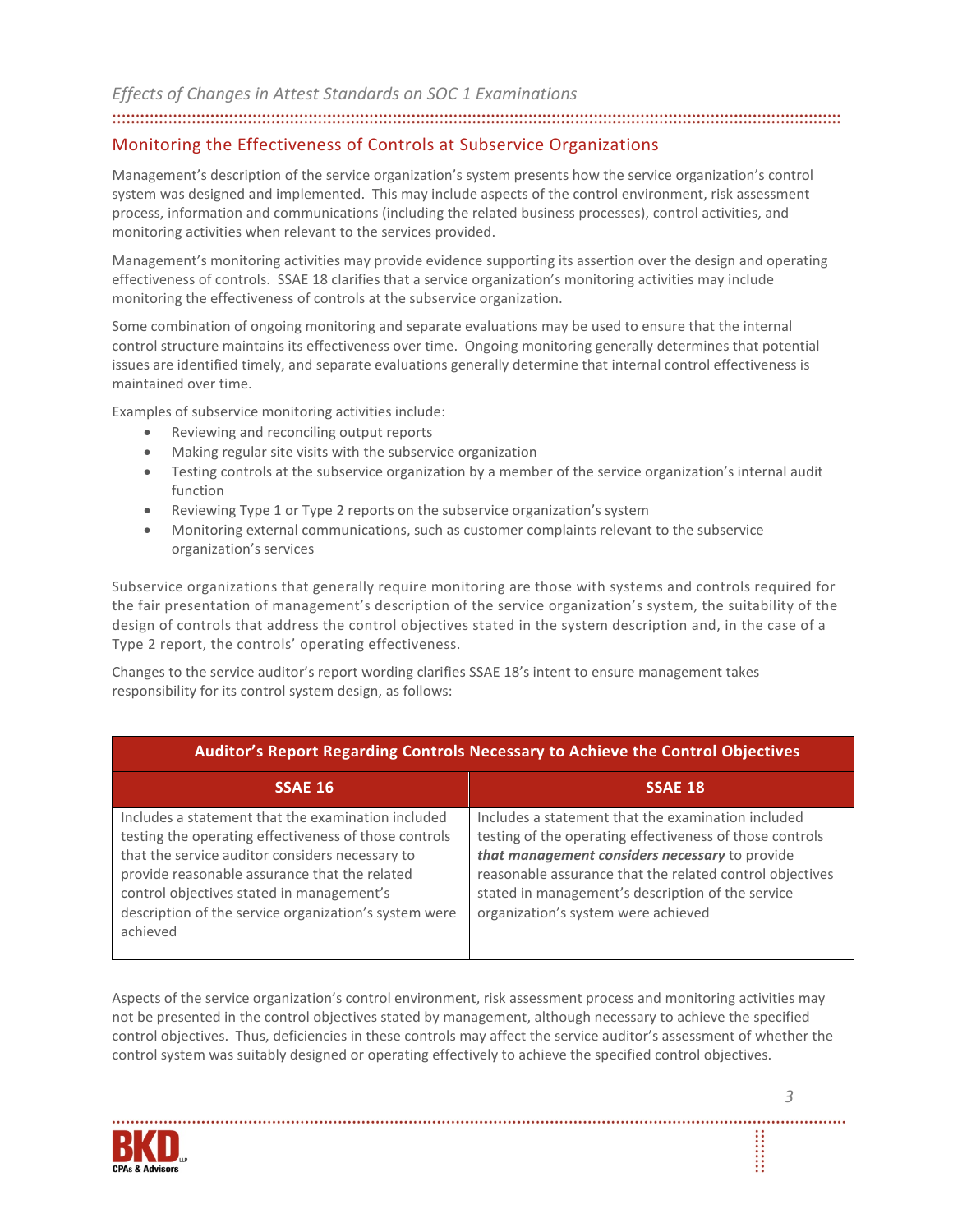## Monitoring the Effectiveness of Controls at Subservice Organizations

Management's description of the service organization's system presents how the service organization's control system was designed and implemented. This may include aspects of the control environment, risk assessment process, information and communications (including the related business processes), control activities, and monitoring activities when relevant to the services provided.

Management's monitoring activities may provide evidence supporting its assertion over the design and operating effectiveness of controls. SSAE 18 clarifies that a service organization's monitoring activities may include monitoring the effectiveness of controls at the subservice organization.

Some combination of ongoing monitoring and separate evaluations may be used to ensure that the internal control structure maintains its effectiveness over time. Ongoing monitoring generally determines that potential issues are identified timely, and separate evaluations generally determine that internal control effectiveness is maintained over time.

Examples of subservice monitoring activities include:

- Reviewing and reconciling output reports
- Making regular site visits with the subservice organization
- Testing controls at the subservice organization by a member of the service organization's internal audit function
- Reviewing Type 1 or Type 2 reports on the subservice organization's system
- Monitoring external communications, such as customer complaints relevant to the subservice organization's services

Subservice organizations that generally require monitoring are those with systems and controls required for the fair presentation of management's description of the service organization's system, the suitability of the design of controls that address the control objectives stated in the system description and, in the case of a Type 2 report, the controls' operating effectiveness.

Changes to the service auditor's report wording clarifies SSAE 18's intent to ensure management takes responsibility for its control system design, as follows:

| Auditor's Report Regarding Controls Necessary to Achieve the Control Objectives | |
|---|---|
| **SSAE 16** | **SSAE 18** |
| Includes a statement that the examination included testing the operating effectiveness of those controls that the service auditor considers necessary to provide reasonable assurance that the related control objectives stated in management's description of the service organization's system were achieved | Includes a statement that the examination included testing of the operating effectiveness of those controls ***that management considers necessary*** to provide reasonable assurance that the related control objectives stated in management's description of the service organization's system were achieved |

Aspects of the service organization's control environment, risk assessment process and monitoring activities may not be presented in the control objectives stated by management, although necessary to achieve the specified control objectives. Thus, deficiencies in these controls may affect the service auditor's assessment of whether the control system was suitably designed or operating effectively to achieve the specified control objectives.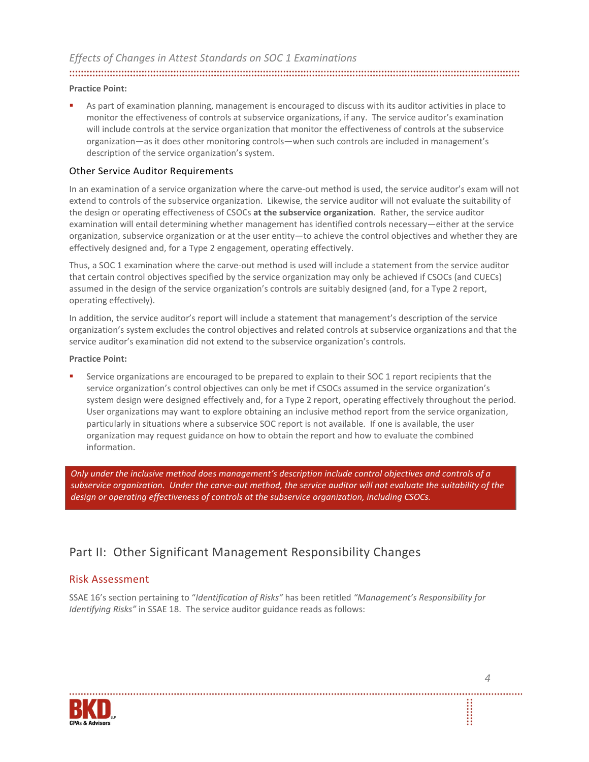**Practice Point:**

- As part of examination planning, management is encouraged to discuss with its auditor activities in place to monitor the effectiveness of controls at subservice organizations, if any. The service auditor's examination will include controls at the service organization that monitor the effectiveness of controls at the subservice organization—as it does other monitoring controls—when such controls are included in management's description of the service organization's system.

### Other Service Auditor Requirements

In an examination of a service organization where the carve-out method is used, the service auditor's exam will not extend to controls of the subservice organization. Likewise, the service auditor will not evaluate the suitability of the design or operating effectiveness of CSOCs **at the subservice organization**. Rather, the service auditor examination will entail determining whether management has identified controls necessary—either at the service organization, subservice organization or at the user entity—to achieve the control objectives and whether they are effectively designed and, for a Type 2 engagement, operating effectively.

Thus, a SOC 1 examination where the carve-out method is used will include a statement from the service auditor that certain control objectives specified by the service organization may only be achieved if CSOCs (and CUECs) assumed in the design of the service organization's controls are suitably designed (and, for a Type 2 report, operating effectively).

In addition, the service auditor's report will include a statement that management's description of the service organization's system excludes the control objectives and related controls at subservice organizations and that the service auditor's examination did not extend to the subservice organization's controls.

**Practice Point:**

- Service organizations are encouraged to be prepared to explain to their SOC 1 report recipients that the service organization's control objectives can only be met if CSOCs assumed in the service organization's system design were designed effectively and, for a Type 2 report, operating effectively throughout the period. User organizations may want to explore obtaining an inclusive method report from the service organization, particularly in situations where a subservice SOC report is not available. If one is available, the user organization may request guidance on how to obtain the report and how to evaluate the combined information.

*Only under the inclusive method does management's description include control objectives and controls of a subservice organization. Under the carve-out method, the service auditor will not evaluate the suitability of the design or operating effectiveness of controls at the subservice organization, including CSOCs.*

## Part II: Other Significant Management Responsibility Changes

### Risk Assessment

SSAE 16's section pertaining to "*Identification of Risks*" has been retitled *"Management's Responsibility for Identifying Risks"* in SSAE 18. The service auditor guidance reads as follows: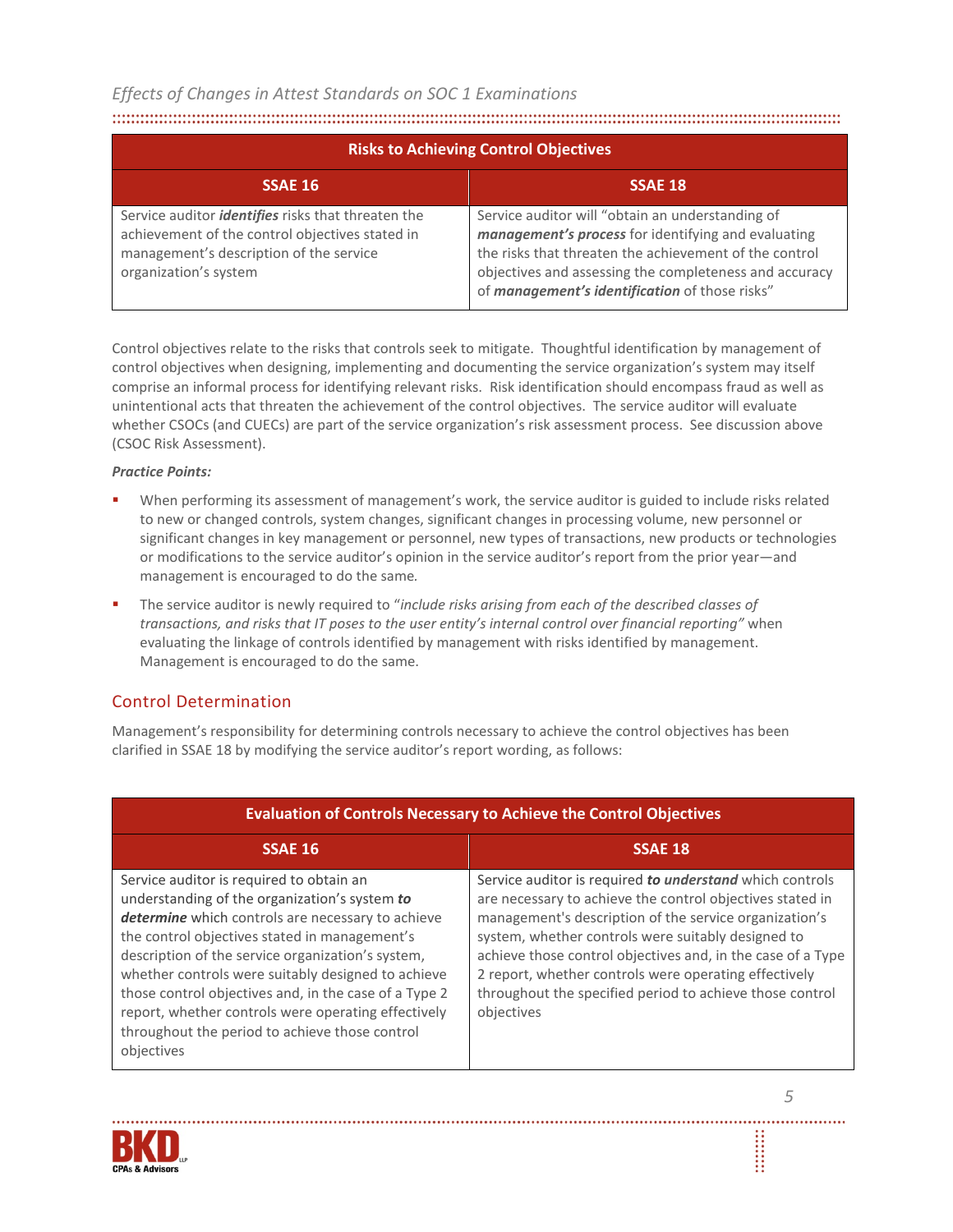| Risks to Achieving Control Objectives | |
|---|---|
| **SSAE 16** | **SSAE 18** |
| Service auditor ***identifies*** risks that threaten the achievement of the control objectives stated in management's description of the service organization's system | Service auditor will "obtain an understanding of ***management's process*** for identifying and evaluating the risks that threaten the achievement of the control objectives and assessing the completeness and accuracy of ***management's identification*** of those risks" |

Control objectives relate to the risks that controls seek to mitigate. Thoughtful identification by management of control objectives when designing, implementing and documenting the service organization's system may itself comprise an informal process for identifying relevant risks. Risk identification should encompass fraud as well as unintentional acts that threaten the achievement of the control objectives. The service auditor will evaluate whether CSOCs (and CUECs) are part of the service organization's risk assessment process. See discussion above (CSOC Risk Assessment).

***Practice Points:***

- When performing its assessment of management's work, the service auditor is guided to include risks related to new or changed controls, system changes, significant changes in processing volume, new personnel or significant changes in key management or personnel, new types of transactions, new products or technologies or modifications to the service auditor's opinion in the service auditor's report from the prior year—and management is encouraged to do the same.
- The service auditor is newly required to "*include risks arising from each of the described classes of transactions, and risks that IT poses to the user entity's internal control over financial reporting"* when evaluating the linkage of controls identified by management with risks identified by management. Management is encouraged to do the same.

## Control Determination

Management's responsibility for determining controls necessary to achieve the control objectives has been clarified in SSAE 18 by modifying the service auditor's report wording, as follows:

| Evaluation of Controls Necessary to Achieve the Control Objectives | |
|---|---|
| **SSAE 16** | **SSAE 18** |
| Service auditor is required to obtain an understanding of the organization's system ***to determine*** which controls are necessary to achieve the control objectives stated in management's description of the service organization's system, whether controls were suitably designed to achieve those control objectives and, in the case of a Type 2 report, whether controls were operating effectively throughout the period to achieve those control objectives | Service auditor is required ***to understand*** which controls are necessary to achieve the control objectives stated in management's description of the service organization's system, whether controls were suitably designed to achieve those control objectives and, in the case of a Type 2 report, whether controls were operating effectively throughout the specified period to achieve those control objectives |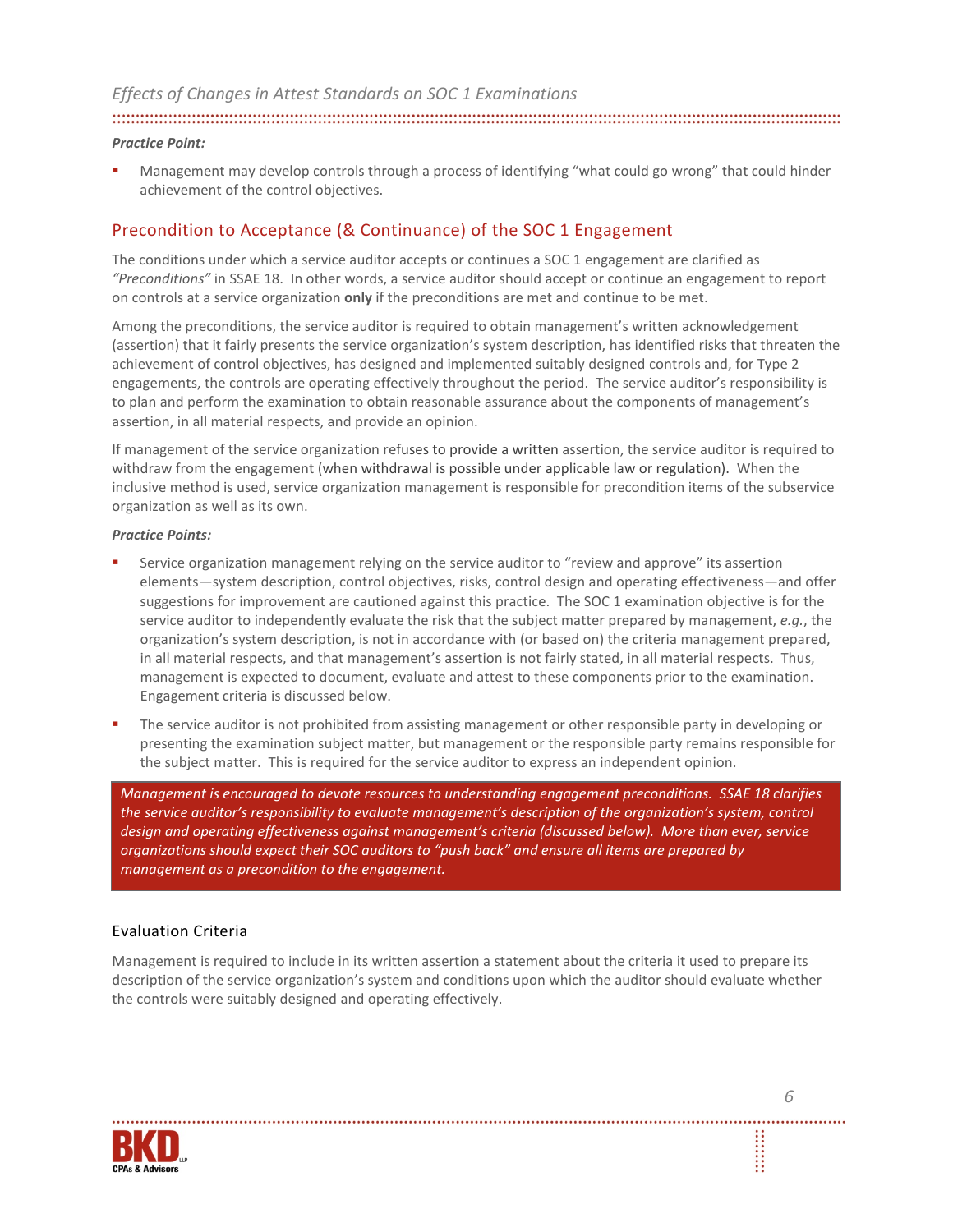***Practice Point:***

- Management may develop controls through a process of identifying "what could go wrong" that could hinder achievement of the control objectives.

## Precondition to Acceptance (& Continuance) of the SOC 1 Engagement

The conditions under which a service auditor accepts or continues a SOC 1 engagement are clarified as *"Preconditions"* in SSAE 18. In other words, a service auditor should accept or continue an engagement to report on controls at a service organization **only** if the preconditions are met and continue to be met.

Among the preconditions, the service auditor is required to obtain management's written acknowledgement (assertion) that it fairly presents the service organization's system description, has identified risks that threaten the achievement of control objectives, has designed and implemented suitably designed controls and, for Type 2 engagements, the controls are operating effectively throughout the period. The service auditor's responsibility is to plan and perform the examination to obtain reasonable assurance about the components of management's assertion, in all material respects, and provide an opinion.

If management of the service organization refuses to provide a written assertion, the service auditor is required to withdraw from the engagement (when withdrawal is possible under applicable law or regulation). When the inclusive method is used, service organization management is responsible for precondition items of the subservice organization as well as its own.

***Practice Points:***

- Service organization management relying on the service auditor to "review and approve" its assertion elements—system description, control objectives, risks, control design and operating effectiveness—and offer suggestions for improvement are cautioned against this practice. The SOC 1 examination objective is for the service auditor to independently evaluate the risk that the subject matter prepared by management, *e.g.*, the organization's system description, is not in accordance with (or based on) the criteria management prepared, in all material respects, and that management's assertion is not fairly stated, in all material respects. Thus, management is expected to document, evaluate and attest to these components prior to the examination. Engagement criteria is discussed below.
- The service auditor is not prohibited from assisting management or other responsible party in developing or presenting the examination subject matter, but management or the responsible party remains responsible for the subject matter. This is required for the service auditor to express an independent opinion.

*Management is encouraged to devote resources to understanding engagement preconditions. SSAE 18 clarifies the service auditor's responsibility to evaluate management's description of the organization's system, control design and operating effectiveness against management's criteria (discussed below). More than ever, service organizations should expect their SOC auditors to "push back" and ensure all items are prepared by management as a precondition to the engagement.*

### Evaluation Criteria

Management is required to include in its written assertion a statement about the criteria it used to prepare its description of the service organization's system and conditions upon which the auditor should evaluate whether the controls were suitably designed and operating effectively.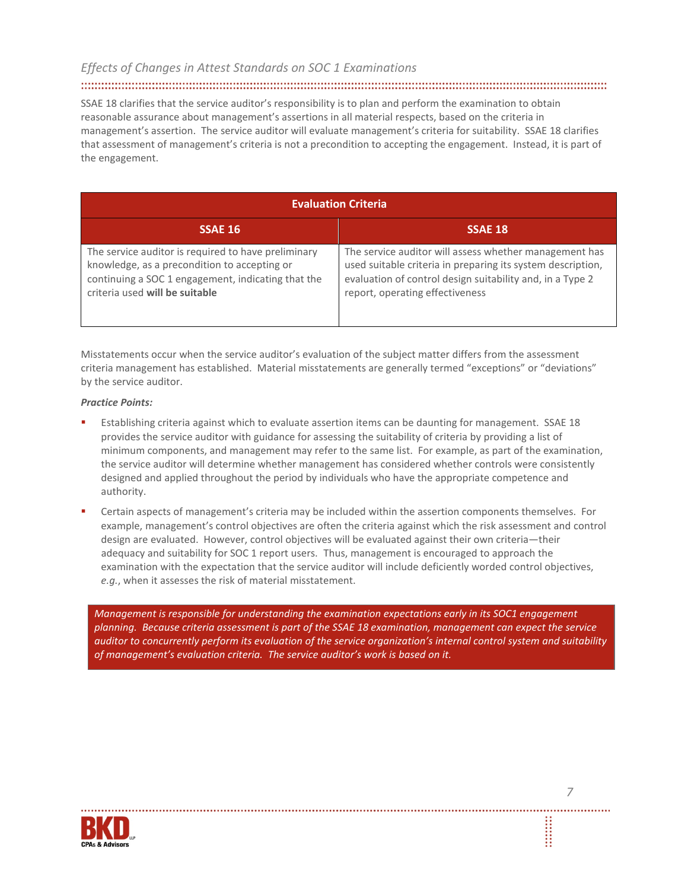## *Effects of Changes in Attest Standards on SOC 1 Examinations*

SSAE 18 clarifies that the service auditor's responsibility is to plan and perform the examination to obtain reasonable assurance about management's assertions in all material respects, based on the criteria in management's assertion. The service auditor will evaluate management's criteria for suitability. SSAE 18 clarifies that assessment of management's criteria is not a precondition to accepting the engagement. Instead, it is part of the engagement.

| Evaluation Criteria | |
|---|---|
| **SSAE 16** | **SSAE 18** |
| The service auditor is required to have preliminary knowledge, as a precondition to accepting or continuing a SOC 1 engagement, indicating that the criteria used **will be suitable** | The service auditor will assess whether management has used suitable criteria in preparing its system description, evaluation of control design suitability and, in a Type 2 report, operating effectiveness |

Misstatements occur when the service auditor's evaluation of the subject matter differs from the assessment criteria management has established. Material misstatements are generally termed "exceptions" or "deviations" by the service auditor.

***Practice Points:***

- Establishing criteria against which to evaluate assertion items can be daunting for management. SSAE 18 provides the service auditor with guidance for assessing the suitability of criteria by providing a list of minimum components, and management may refer to the same list. For example, as part of the examination, the service auditor will determine whether management has considered whether controls were consistently designed and applied throughout the period by individuals who have the appropriate competence and authority.
- Certain aspects of management's criteria may be included within the assertion components themselves. For example, management's control objectives are often the criteria against which the risk assessment and control design are evaluated. However, control objectives will be evaluated against their own criteria—their adequacy and suitability for SOC 1 report users. Thus, management is encouraged to approach the examination with the expectation that the service auditor will include deficiently worded control objectives, *e.g.*, when it assesses the risk of material misstatement.

*Management is responsible for understanding the examination expectations early in its SOC1 engagement planning. Because criteria assessment is part of the SSAE 18 examination, management can expect the service auditor to concurrently perform its evaluation of the service organization's internal control system and suitability of management's evaluation criteria. The service auditor's work is based on it.*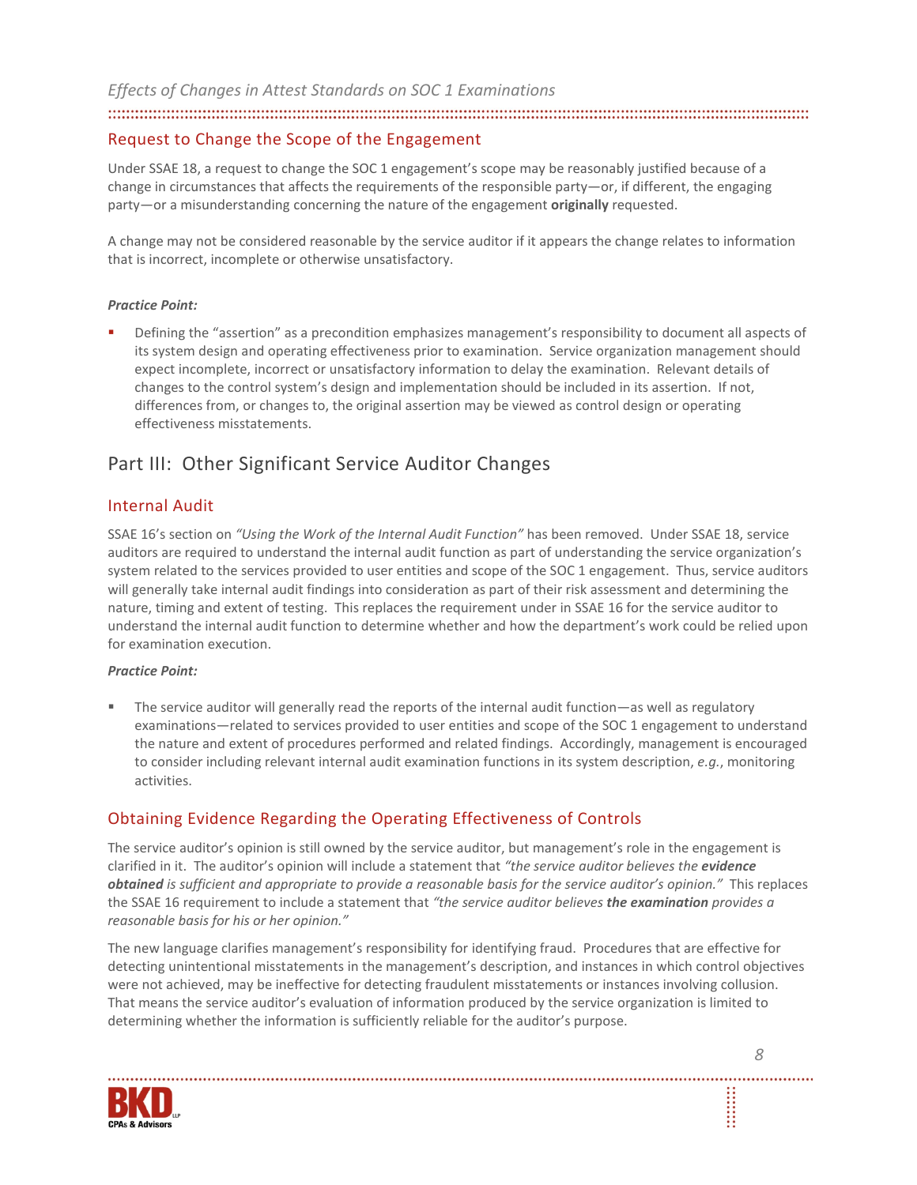## Request to Change the Scope of the Engagement

Under SSAE 18, a request to change the SOC 1 engagement's scope may be reasonably justified because of a change in circumstances that affects the requirements of the responsible party—or, if different, the engaging party—or a misunderstanding concerning the nature of the engagement **originally** requested.

A change may not be considered reasonable by the service auditor if it appears the change relates to information that is incorrect, incomplete or otherwise unsatisfactory.

***Practice Point:***

- Defining the "assertion" as a precondition emphasizes management's responsibility to document all aspects of its system design and operating effectiveness prior to examination. Service organization management should expect incomplete, incorrect or unsatisfactory information to delay the examination. Relevant details of changes to the control system's design and implementation should be included in its assertion. If not, differences from, or changes to, the original assertion may be viewed as control design or operating effectiveness misstatements.

# Part III: Other Significant Service Auditor Changes

## Internal Audit

SSAE 16's section on *"Using the Work of the Internal Audit Function"* has been removed. Under SSAE 18, service auditors are required to understand the internal audit function as part of understanding the service organization's system related to the services provided to user entities and scope of the SOC 1 engagement. Thus, service auditors will generally take internal audit findings into consideration as part of their risk assessment and determining the nature, timing and extent of testing. This replaces the requirement under in SSAE 16 for the service auditor to understand the internal audit function to determine whether and how the department's work could be relied upon for examination execution.

***Practice Point:***

- The service auditor will generally read the reports of the internal audit function—as well as regulatory examinations—related to services provided to user entities and scope of the SOC 1 engagement to understand the nature and extent of procedures performed and related findings. Accordingly, management is encouraged to consider including relevant internal audit examination functions in its system description, *e.g.*, monitoring activities.

## Obtaining Evidence Regarding the Operating Effectiveness of Controls

The service auditor's opinion is still owned by the service auditor, but management's role in the engagement is clarified in it. The auditor's opinion will include a statement that *"the service auditor believes the **evidence obtained** is sufficient and appropriate to provide a reasonable basis for the service auditor's opinion."* This replaces the SSAE 16 requirement to include a statement that *"the service auditor believes **the examination** provides a reasonable basis for his or her opinion."*

The new language clarifies management's responsibility for identifying fraud. Procedures that are effective for detecting unintentional misstatements in the management's description, and instances in which control objectives were not achieved, may be ineffective for detecting fraudulent misstatements or instances involving collusion. That means the service auditor's evaluation of information produced by the service organization is limited to determining whether the information is sufficiently reliable for the auditor's purpose.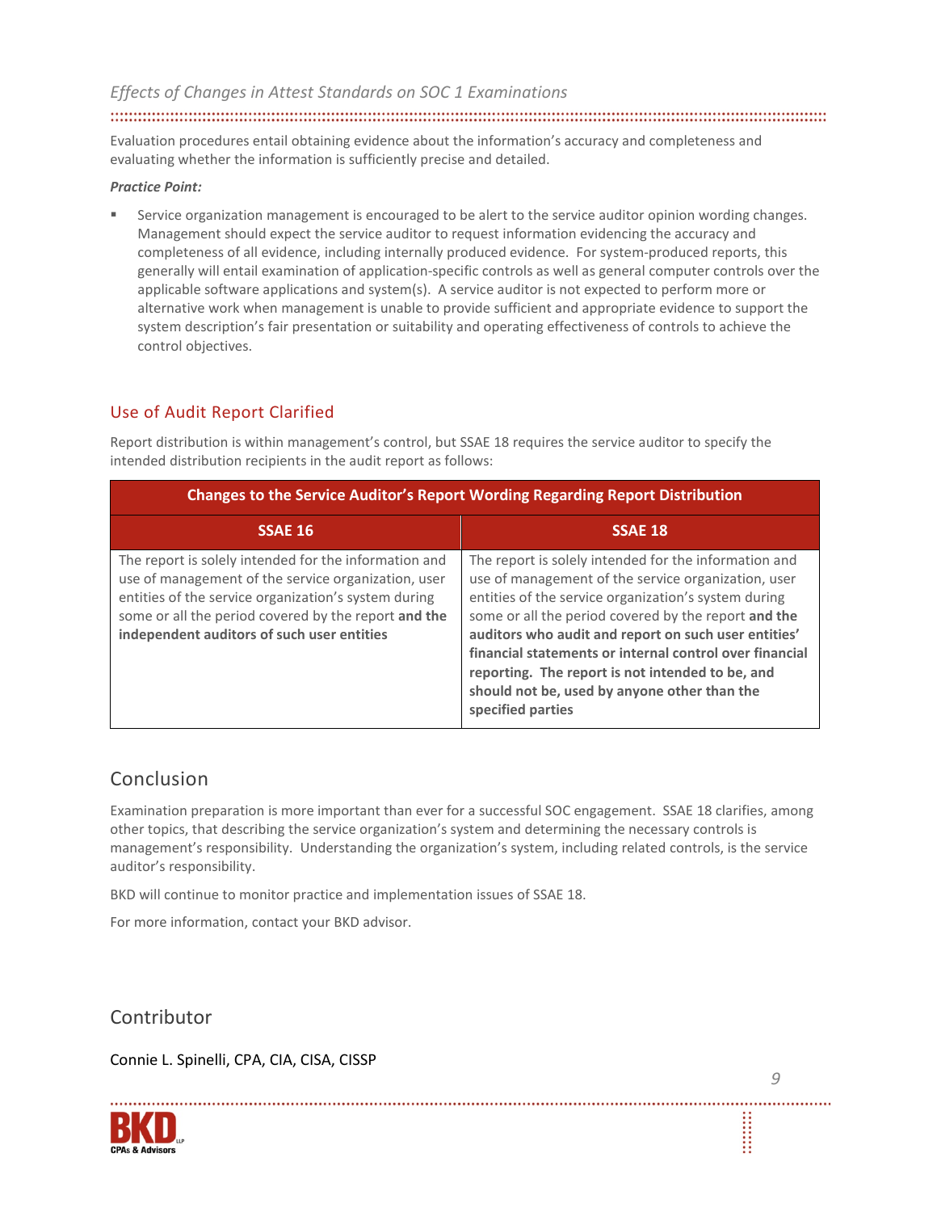Evaluation procedures entail obtaining evidence about the information's accuracy and completeness and evaluating whether the information is sufficiently precise and detailed.

***Practice Point:***

- Service organization management is encouraged to be alert to the service auditor opinion wording changes. Management should expect the service auditor to request information evidencing the accuracy and completeness of all evidence, including internally produced evidence. For system-produced reports, this generally will entail examination of application-specific controls as well as general computer controls over the applicable software applications and system(s). A service auditor is not expected to perform more or alternative work when management is unable to provide sufficient and appropriate evidence to support the system description's fair presentation or suitability and operating effectiveness of controls to achieve the control objectives.

## Use of Audit Report Clarified

Report distribution is within management's control, but SSAE 18 requires the service auditor to specify the intended distribution recipients in the audit report as follows:

| Changes to the Service Auditor's Report Wording Regarding Report Distribution | |
|---|---|
| **SSAE 16** | **SSAE 18** |
| The report is solely intended for the information and use of management of the service organization, user entities of the service organization's system during some or all the period covered by the report **and the independent auditors of such user entities** | The report is solely intended for the information and use of management of the service organization, user entities of the service organization's system during some or all the period covered by the report **and the auditors who audit and report on such user entities' financial statements or internal control over financial reporting. The report is not intended to be, and should not be, used by anyone other than the specified parties** |

## Conclusion

Examination preparation is more important than ever for a successful SOC engagement. SSAE 18 clarifies, among other topics, that describing the service organization's system and determining the necessary controls is management's responsibility. Understanding the organization's system, including related controls, is the service auditor's responsibility.

BKD will continue to monitor practice and implementation issues of SSAE 18.

For more information, contact your BKD advisor.

## Contributor

Connie L. Spinelli, CPA, CIA, CISA, CISSP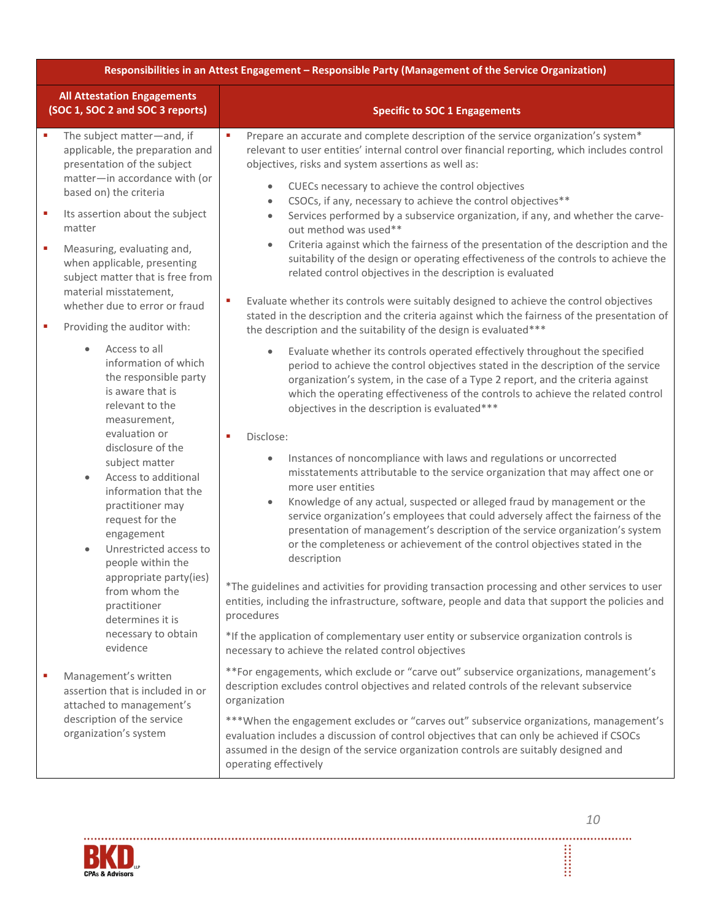| Responsibilities in an Attest Engagement – Responsible Party (Management of the Service Organization) | |
|---|---|
| **All Attestation Engagements (SOC 1, SOC 2 and SOC 3 reports)** | **Specific to SOC 1 Engagements** |
| ▪ The subject matter—and, if applicable, the preparation and presentation of the subject matter—in accordance with (or based on) the criteria<br>▪ Its assertion about the subject matter<br>▪ Measuring, evaluating and, when applicable, presenting subject matter that is free from material misstatement, whether due to error or fraud<br>▪ Providing the auditor with:<br>• Access to all information of which the responsible party is aware that is relevant to the measurement, evaluation or disclosure of the subject matter<br>• Access to additional information that the practitioner may request for the engagement<br>• Unrestricted access to people within the appropriate party(ies) from whom the practitioner determines it is necessary to obtain evidence<br>▪ Management's written assertion that is included in or attached to management's description of the service organization's system | ▪ Prepare an accurate and complete description of the service organization's system* relevant to user entities' internal control over financial reporting, which includes control objectives, risks and system assertions as well as:<br>• CUECs necessary to achieve the control objectives<br>• CSOCs, if any, necessary to achieve the control objectives**<br>• Services performed by a subservice organization, if any, and whether the carve-out method was used**<br>• Criteria against which the fairness of the presentation of the description and the suitability of the design or operating effectiveness of the controls to achieve the related control objectives in the description is evaluated<br>▪ Evaluate whether its controls were suitably designed to achieve the control objectives stated in the description and the criteria against which the fairness of the presentation of the description and the suitability of the design is evaluated***<br>• Evaluate whether its controls operated effectively throughout the specified period to achieve the control objectives stated in the description of the service organization's system, in the case of a Type 2 report, and the criteria against which the operating effectiveness of the controls to achieve the related control objectives in the description is evaluated***<br>▪ Disclose:<br>• Instances of noncompliance with laws and regulations or uncorrected misstatements attributable to the service organization that may affect one or more user entities<br>• Knowledge of any actual, suspected or alleged fraud by management or the service organization's employees that could adversely affect the fairness of the presentation of management's description of the service organization's system or the completeness or achievement of the control objectives stated in the description<br><br>*The guidelines and activities for providing transaction processing and other services to user entities, including the infrastructure, software, people and data that support the policies and procedures<br>*If the application of complementary user entity or subservice organization controls is necessary to achieve the related control objectives<br>**For engagements, which exclude or "carve out" subservice organizations, management's description excludes control objectives and related controls of the relevant subservice organization<br>***When the engagement excludes or "carves out" subservice organizations, management's evaluation includes a discussion of control objectives that can only be achieved if CSOCs assumed in the design of the service organization controls are suitably designed and operating effectively |